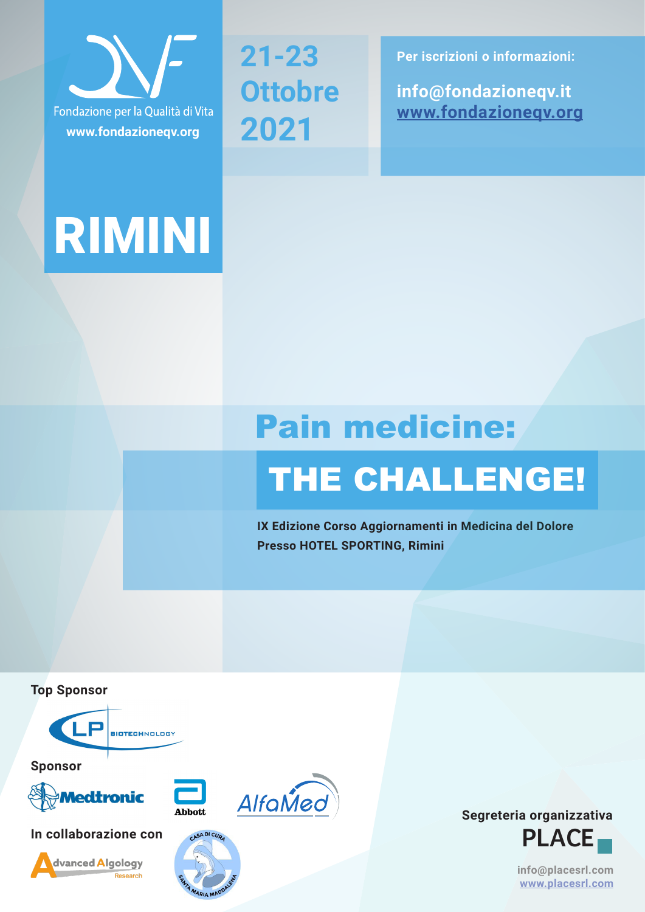Fondazione per la Qualità di Vita

www.fondazioneqv.org

**21-23 Ottobre 2021**

**Per iscrizioni o informazioni:**

**info@fondazioneqv.it**
**www.fondazioneqv.org**

# RIMINI

# Pain medicine:

# THE CHALLENGE!

**IX Edizione Corso Aggiornamenti in Medicina del Dolore**
**Presso HOTEL SPORTING, Rimini**

**Top Sponsor**

LP BIOTECHNOLOGY

**Sponsor**

Medtronic

Abbott

AlfaMed

**In collaborazione con**

Advanced Algology Research

Casa di Cura Santa Maria Maddalena

**Segreteria organizzativa**

PLACE

info@placesrl.com
www.placesrl.com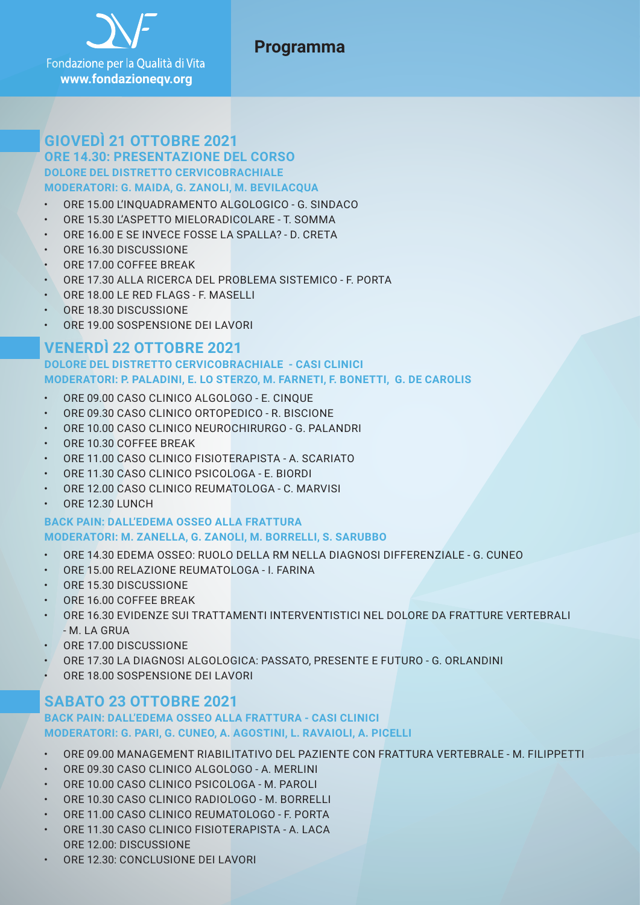Fondazione per la Qualità di Vita
**www.fondazioneqv.org**

# Programma

## GIOVEDÌ 21 OTTOBRE 2021

### ORE 14.30: PRESENTAZIONE DEL CORSO

**DOLORE DEL DISTRETTO CERVICOBRACHIALE**

**MODERATORI: G. MAIDA, G. ZANOLI, M. BEVILACQUA**

- ORE 15.00 L'INQUADRAMENTO ALGOLOGICO - G. SINDACO
- ORE 15.30 L'ASPETTO MIELORADICOLARE - T. SOMMA
- ORE 16.00 E SE INVECE FOSSE LA SPALLA? - D. CRETA
- ORE 16.30 DISCUSSIONE
- ORE 17.00 COFFEE BREAK
- ORE 17.30 ALLA RICERCA DEL PROBLEMA SISTEMICO - F. PORTA
- ORE 18.00 LE RED FLAGS - F. MASELLI
- ORE 18.30 DISCUSSIONE
- ORE 19.00 SOSPENSIONE DEI LAVORI

## VENERDÌ 22 OTTOBRE 2021

**DOLORE DEL DISTRETTO CERVICOBRACHIALE - CASI CLINICI**

**MODERATORI: P. PALADINI, E. LO STERZO, M. FARNETI, F. BONETTI, G. DE CAROLIS**

- ORE 09.00 CASO CLINICO ALGOLOGO - E. CINQUE
- ORE 09.30 CASO CLINICO ORTOPEDICO - R. BISCIONE
- ORE 10.00 CASO CLINICO NEUROCHIRURGO - G. PALANDRI
- ORE 10.30 COFFEE BREAK
- ORE 11.00 CASO CLINICO FISIOTERAPISTA - A. SCARIATO
- ORE 11.30 CASO CLINICO PSICOLOGA - E. BIORDI
- ORE 12.00 CASO CLINICO REUMATOLOGA - C. MARVISI
- ORE 12.30 LUNCH

**BACK PAIN: DALL'EDEMA OSSEO ALLA FRATTURA**

**MODERATORI: M. ZANELLA, G. ZANOLI, M. BORRELLI, S. SARUBBO**

- ORE 14.30 EDEMA OSSEO: RUOLO DELLA RM NELLA DIAGNOSI DIFFERENZIALE - G. CUNEO
- ORE 15.00 RELAZIONE REUMATOLOGA - I. FARINA
- ORE 15.30 DISCUSSIONE
- ORE 16.00 COFFEE BREAK
- ORE 16.30 EVIDENZE SUI TRATTAMENTI INTERVENTISTICI NEL DOLORE DA FRATTURE VERTEBRALI - M. LA GRUA
- ORE 17.00 DISCUSSIONE
- ORE 17.30 LA DIAGNOSI ALGOLOGICA: PASSATO, PRESENTE E FUTURO - G. ORLANDINI
- ORE 18.00 SOSPENSIONE DEI LAVORI

## SABATO 23 OTTOBRE 2021

**BACK PAIN: DALL'EDEMA OSSEO ALLA FRATTURA - CASI CLINICI**

**MODERATORI: G. PARI, G. CUNEO, A. AGOSTINI, L. RAVAIOLI, A. PICELLI**

- ORE 09.00 MANAGEMENT RIABILITATIVO DEL PAZIENTE CON FRATTURA VERTEBRALE - M. FILIPPETTI
- ORE 09.30 CASO CLINICO ALGOLOGO - A. MERLINI
- ORE 10.00 CASO CLINICO PSICOLOGA - M. PAROLI
- ORE 10.30 CASO CLINICO RADIOLOGO - M. BORRELLI
- ORE 11.00 CASO CLINICO REUMATOLOGO - F. PORTA
- ORE 11.30 CASO CLINICO FISIOTERAPISTA - A. LACA
  ORE 12.00: DISCUSSIONE
- ORE 12.30: CONCLUSIONE DEI LAVORI